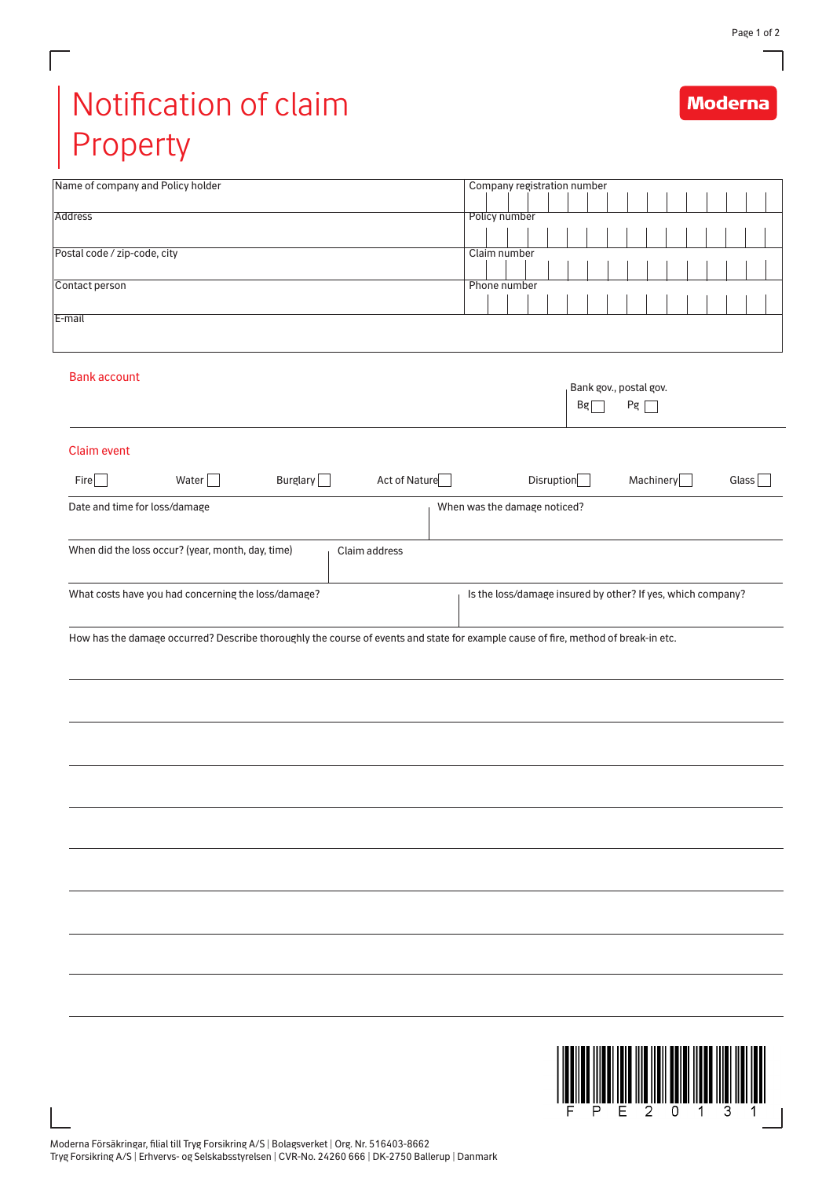# Notification of claim Property

Moderna

| Name of company and Policy holder | Company registration number |
| --- | --- |
| Address | Policy number |
| Postal code / zip-code, city | Claim number |
| Contact person | Phone number |
| E-mail | |

## Bank account

Bank gov., postal gov.

Bg ☐ Pg ☐

## Claim event

Fire ☐ Water ☐ Burglary ☐ Act of Nature ☐ Disruption ☐ Machinery ☐ Glass ☐

| Date and time for loss/damage | When was the damage noticed? |
| --- | --- |

| When did the loss occur? (year, month, day, time) | Claim address |
| --- | --- |

| What costs have you had concerning the loss/damage? | Is the loss/damage insured by other? If yes, which company? |
| --- | --- |

How has the damage occurred? Describe thoroughly the course of events and state for example cause of fire, method of break-in etc.

FPE20131

Moderna Försäkringar, filial till Tryg Forsikring A/S | Bolagsverket | Org. Nr. 516403-8662
Tryg Forsikring A/S | Erhvervs- og Selskabsstyrelsen | CVR-No. 24260 666 | DK-2750 Ballerup | Danmark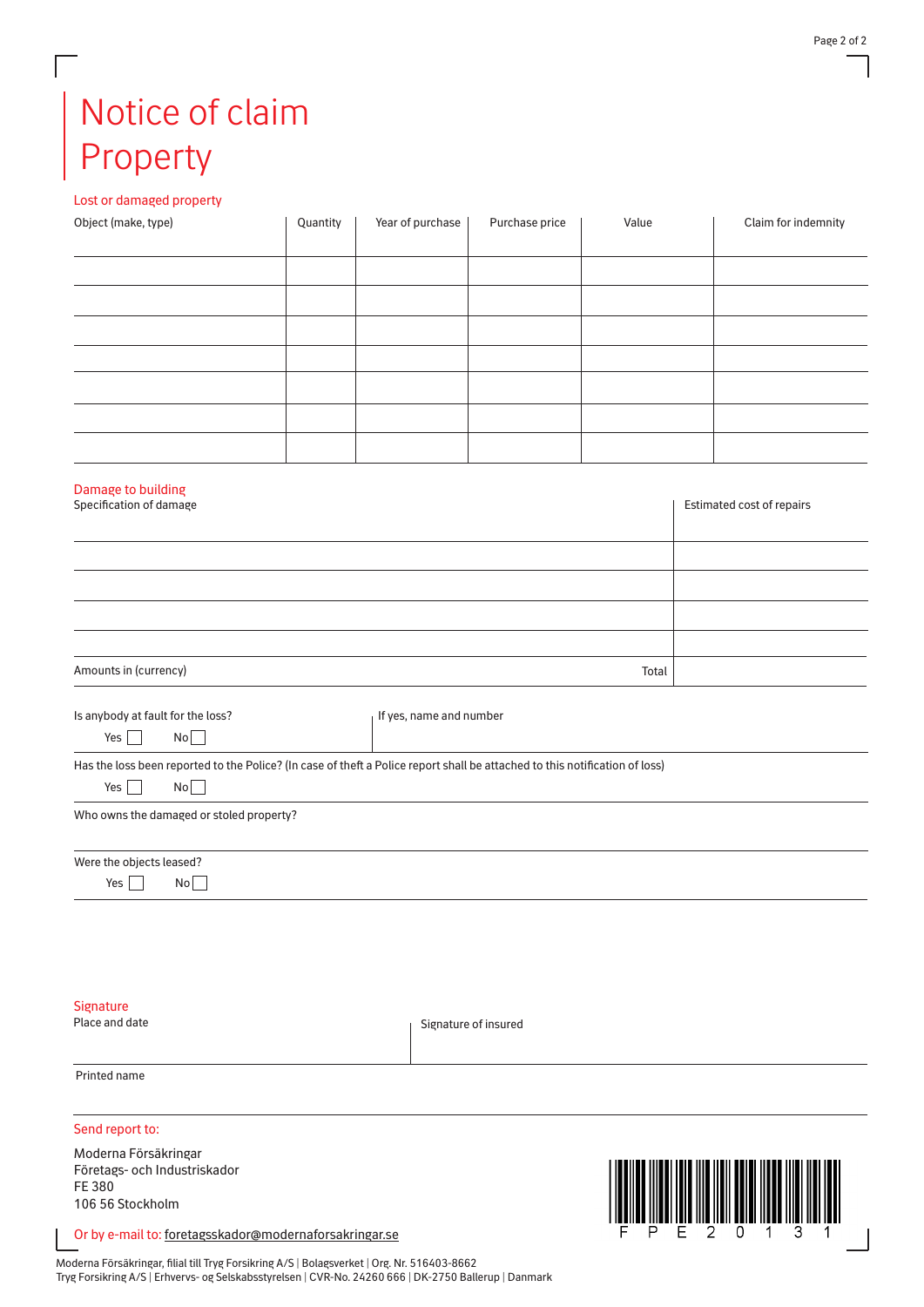# Notice of claim Property

## Lost or damaged property

| Object (make, type) | Quantity | Year of purchase | Purchase price | Value | Claim for indemnity |
|---|---|---|---|---|---|
| | | | | | |
| | | | | | |
| | | | | | |
| | | | | | |
| | | | | | |
| | | | | | |
| | | | | | |

## Damage to building

| Specification of damage | Estimated cost of repairs |
|---|---|
| | |
| | |
| | |
| | |
| Amounts in (currency) Total | |

Is anybody at fault for the loss?

Yes ☐ No ☐

If yes, name and number

Has the loss been reported to the Police? (In case of theft a Police report shall be attached to this notification of loss)

Yes ☐ No ☐

Who owns the damaged or stoled property?

Were the objects leased?

Yes ☐ No ☐

## Signature

Place and date

Signature of insured

Printed name

## Send report to:

Moderna Försäkringar
Företags- och Industriskador
FE 380
106 56 Stockholm

Or by e-mail to: foretagsskador@modernaforsakringar.se

F P E 2 0 1 3 1

Moderna Försäkringar, filial till Tryg Forsikring A/S | Bolagsverket | Org. Nr. 516403-8662
Tryg Forsikring A/S | Erhvervs- og Selskabsstyrelsen | CVR-No. 24260 666 | DK-2750 Ballerup | Danmark